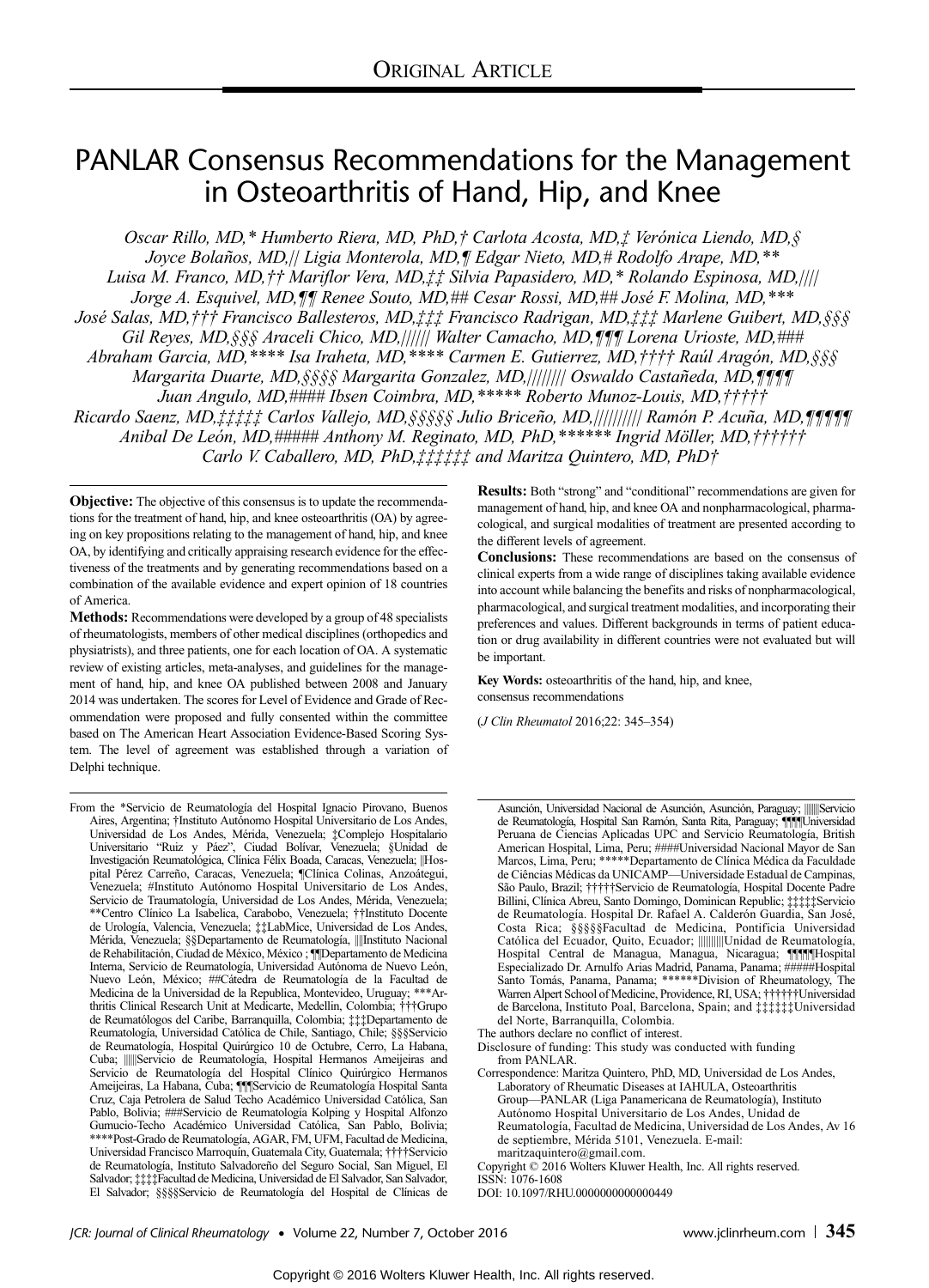Original Article

# PANLAR Consensus Recommendations for the Management in Osteoarthritis of Hand, Hip, and Knee

*Oscar Rillo, MD,\* Humberto Riera, MD, PhD,† Carlota Acosta, MD,‡ Verónica Liendo, MD,§ Joyce Bolaños, MD,|| Ligia Monterola, MD,¶ Edgar Nieto, MD,# Rodolfo Arape, MD,\*\* Luisa M. Franco, MD,†† Mariflor Vera, MD,‡‡ Silvia Papasidero, MD,\* Rolando Espinosa, MD,|||| Jorge A. Esquivel, MD,¶¶ Renee Souto, MD,## Cesar Rossi, MD,## José F. Molina, MD,\*\*\* José Salas, MD,††† Francisco Ballesteros, MD,‡‡‡ Francisco Radrigan, MD,‡‡‡ Marlene Guibert, MD,§§§ Gil Reyes, MD,§§§ Araceli Chico, MD,|||||| Walter Camacho, MD,¶¶¶ Lorena Urioste, MD,### Abraham Garcia, MD,\*\*\*\* Isa Iraheta, MD,\*\*\*\* Carmen E. Gutierrez, MD,†††† Raúl Aragón, MD,§§§ Margarita Duarte, MD,§§§§ Margarita Gonzalez, MD,|||||||| Oswaldo Castañeda, MD,¶¶¶¶ Juan Angulo, MD,#### Ibsen Coimbra, MD,\*\*\*\*\* Roberto Munoz-Louis, MD,††††† Ricardo Saenz, MD,‡‡‡‡‡ Carlos Vallejo, MD,§§§§§ Julio Briceño, MD,|||||||||| Ramón P. Acuña, MD,¶¶¶¶¶ Anibal De León, MD,##### Anthony M. Reginato, MD, PhD,\*\*\*\*\*\* Ingrid Möller, MD,†††††† Carlo V. Caballero, MD, PhD,‡‡‡‡‡‡ and Maritza Quintero, MD, PhD†*

**Objective:** The objective of this consensus is to update the recommendations for the treatment of hand, hip, and knee osteoarthritis (OA) by agreeing on key propositions relating to the management of hand, hip, and knee OA, by identifying and critically appraising research evidence for the effectiveness of the treatments and by generating recommendations based on a combination of the available evidence and expert opinion of 18 countries of America.

**Methods:** Recommendations were developed by a group of 48 specialists of rheumatologists, members of other medical disciplines (orthopedics and physiatrists), and three patients, one for each location of OA. A systematic review of existing articles, meta-analyses, and guidelines for the management of hand, hip, and knee OA published between 2008 and January 2014 was undertaken. The scores for Level of Evidence and Grade of Recommendation were proposed and fully consented within the committee based on The American Heart Association Evidence-Based Scoring System. The level of agreement was established through a variation of Delphi technique.

**Results:** Both "strong" and "conditional" recommendations are given for management of hand, hip, and knee OA and nonpharmacological, pharmacological, and surgical modalities of treatment are presented according to the different levels of agreement.

**Conclusions:** These recommendations are based on the consensus of clinical experts from a wide range of disciplines taking available evidence into account while balancing the benefits and risks of nonpharmacological, pharmacological, and surgical treatment modalities, and incorporating their preferences and values. Different backgrounds in terms of patient education or drug availability in different countries were not evaluated but will be important.

**Key Words:** osteoarthritis of the hand, hip, and knee, consensus recommendations

(*J Clin Rheumatol* 2016;22: 345–354)

From the \*Servicio de Reumatología del Hospital Ignacio Pirovano, Buenos Aires, Argentina; †Instituto Autónomo Hospital Universitario de Los Andes, Universidad de Los Andes, Mérida, Venezuela; ‡Complejo Hospitalario Universitario "Ruiz y Páez", Ciudad Bolívar, Venezuela; §Unidad de Investigación Reumatológica, Clínica Félix Boada, Caracas, Venezuela; ||Hospital Pérez Carreño, Caracas, Venezuela; ¶Clínica Colinas, Anzoátegui, Venezuela; #Instituto Autónomo Hospital Universitario de Los Andes, Servicio de Traumatología, Universidad de Los Andes, Mérida, Venezuela; \*\*Centro Clínico La Isabelica, Carabobo, Venezuela; ††Instituto Docente de Urología, Valencia, Venezuela; ‡‡LabMice, Universidad de Los Andes, Mérida, Venezuela; §§Departamento de Reumatología, ||||Instituto Nacional de Rehabilitación, Ciudad de México, México ; ¶¶Departamento de Medicina Interna, Servicio de Reumatología, Universidad Autónoma de Nuevo León, Nuevo León, México; ##Cátedra de Reumatología de la Facultad de Medicina de la Universidad de la Republica, Montevideo, Uruguay; \*\*\*Arthritis Clinical Research Unit at Medicarte, Medellin, Colombia; †††Grupo de Reumatólogos del Caribe, Barranquilla, Colombia; ‡‡‡Departamento de Reumatología, Universidad Católica de Chile, Santiago, Chile; §§§Servicio de Reumatología, Hospital Quirúrgico 10 de Octubre, Cerro, La Habana, Cuba; ||||||Servicio de Reumatología, Hospital Hermanos Ameijeiras and Servicio de Reumatología del Hospital Clínico Quirúrgico Hermanos Ameijeiras, La Habana, Cuba; ¶¶¶Servicio de Reumatología Hospital Santa Cruz, Caja Petrolera de Salud Techo Académico Universidad Católica, San Pablo, Bolivia; ###Servicio de Reumatología Kolping y Hospital Alfonzo Gumucio-Techo Académico Universidad Católica, San Pablo, Bolivia; \*\*\*\*Post-Grado de Reumatología, AGAR, FM, UFM, Facultad de Medicina, Universidad Francisco Marroquín, Guatemala City, Guatemala; ††††Servicio de Reumatología, Instituto Salvadoreño del Seguro Social, San Miguel, El Salvador; ‡‡‡‡Facultad de Medicina, Universidad de El Salvador, San Salvador, El Salvador; §§§§Servicio de Reumatología del Hospital de Clínicas de Asunción, Universidad Nacional de Asunción, Asunción, Paraguay; ||||||||Servicio de Reumatología, Hospital San Ramón, Santa Rita, Paraguay; ¶¶¶¶Universidad Peruana de Ciencias Aplicadas UPC and Servicio Reumatología, British American Hospital, Lima, Peru; ####Universidad Nacional Mayor de San Marcos, Lima, Peru; \*\*\*\*\*Departamento de Clínica Médica da Faculdade de Ciências Médicas da UNICAMP—Universidade Estadual de Campinas, São Paulo, Brazil; †††††Servicio de Reumatología, Hospital Docente Padre Billini, Clínica Abreu, Santo Domingo, Dominican Republic; ‡‡‡‡‡Servicio de Reumatología. Hospital Dr. Rafael A. Calderón Guardia, San José, Costa Rica; §§§§§Facultad de Medicina, Pontificia Universidad Católica del Ecuador, Quito, Ecuador; ||||||||||Unidad de Reumatología, Hospital Central de Managua, Managua, Nicaragua; ¶¶¶¶¶Hospital Especializado Dr. Arnulfo Arias Madrid, Panama, Panama; #####Hospital Santo Tomás, Panama, Panama; \*\*\*\*\*\*Division of Rheumatology, The Warren Alpert School of Medicine, Providence, RI, USA; ††††††Universidad de Barcelona, Instituto Poal, Barcelona, Spain; and ‡‡‡‡‡‡Universidad del Norte, Barranquilla, Colombia.

The authors declare no conflict of interest.

Disclosure of funding: This study was conducted with funding from PANLAR.

Correspondence: Maritza Quintero, PhD, MD, Universidad de Los Andes, Laboratory of Rheumatic Diseases at IAHULA, Osteoarthritis Group—PANLAR (Liga Panamericana de Reumatología), Instituto Autónomo Hospital Universitario de Los Andes, Unidad de Reumatología, Facultad de Medicina, Universidad de Los Andes, Av 16 de septiembre, Mérida 5101, Venezuela. E-mail: maritzaquintero@gmail.com.

Copyright © 2016 Wolters Kluwer Health, Inc. All rights reserved.

ISSN: 1076-1608

DOI: 10.1097/RHU.0000000000000449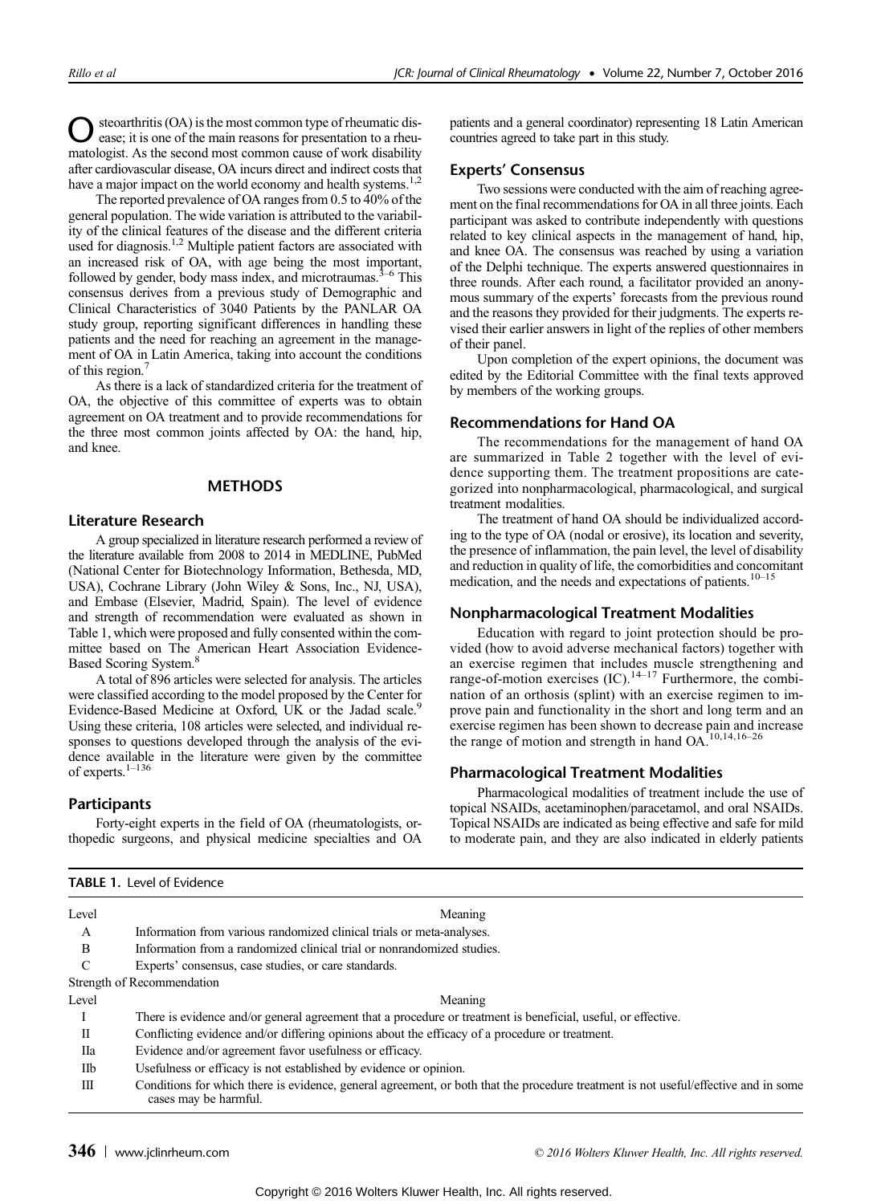Osteoarthritis (OA) is the most common type of rheumatic disease; it is one of the main reasons for presentation to a rheumatologist. As the second most common cause of work disability after cardiovascular disease, OA incurs direct and indirect costs that have a major impact on the world economy and health systems.[1,2]

The reported prevalence of OA ranges from 0.5 to 40% of the general population. The wide variation is attributed to the variability of the clinical features of the disease and the different criteria used for diagnosis.[1,2] Multiple patient factors are associated with an increased risk of OA, with age being the most important, followed by gender, body mass index, and microtraumas.[3–6] This consensus derives from a previous study of Demographic and Clinical Characteristics of 3040 Patients by the PANLAR OA study group, reporting significant differences in handling these patients and the need for reaching an agreement in the management of OA in Latin America, taking into account the conditions of this region.[7]

As there is a lack of standardized criteria for the treatment of OA, the objective of this committee of experts was to obtain agreement on OA treatment and to provide recommendations for the three most common joints affected by OA: the hand, hip, and knee.

## METHODS

### Literature Research

A group specialized in literature research performed a review of the literature available from 2008 to 2014 in MEDLINE, PubMed (National Center for Biotechnology Information, Bethesda, MD, USA), Cochrane Library (John Wiley & Sons, Inc., NJ, USA), and Embase (Elsevier, Madrid, Spain). The level of evidence and strength of recommendation were evaluated as shown in Table 1, which were proposed and fully consented within the committee based on The American Heart Association Evidence-Based Scoring System.[8]

A total of 896 articles were selected for analysis. The articles were classified according to the model proposed by the Center for Evidence-Based Medicine at Oxford, UK or the Jadad scale.[9] Using these criteria, 108 articles were selected, and individual responses to questions developed through the analysis of the evidence available in the literature were given by the committee of experts.[1–136]

### Participants

Forty-eight experts in the field of OA (rheumatologists, orthopedic surgeons, and physical medicine specialties and OA patients and a general coordinator) representing 18 Latin American countries agreed to take part in this study.

### Experts' Consensus

Two sessions were conducted with the aim of reaching agreement on the final recommendations for OA in all three joints. Each participant was asked to contribute independently with questions related to key clinical aspects in the management of hand, hip, and knee OA. The consensus was reached by using a variation of the Delphi technique. The experts answered questionnaires in three rounds. After each round, a facilitator provided an anonymous summary of the experts' forecasts from the previous round and the reasons they provided for their judgments. The experts revised their earlier answers in light of the replies of other members of their panel.

Upon completion of the expert opinions, the document was edited by the Editorial Committee with the final texts approved by members of the working groups.

### Recommendations for Hand OA

The recommendations for the management of hand OA are summarized in Table 2 together with the level of evidence supporting them. The treatment propositions are categorized into nonpharmacological, pharmacological, and surgical treatment modalities.

The treatment of hand OA should be individualized according to the type of OA (nodal or erosive), its location and severity, the presence of inflammation, the pain level, the level of disability and reduction in quality of life, the comorbidities and concomitant medication, and the needs and expectations of patients.[10–15]

### Nonpharmacological Treatment Modalities

Education with regard to joint protection should be provided (how to avoid adverse mechanical factors) together with an exercise regimen that includes muscle strengthening and range-of-motion exercises (IC).[14–17] Furthermore, the combination of an orthosis (splint) with an exercise regimen to improve pain and functionality in the short and long term and an exercise regimen has been shown to decrease pain and increase the range of motion and strength in hand OA.[10,14,16–26]

### Pharmacological Treatment Modalities

Pharmacological modalities of treatment include the use of topical NSAIDs, acetaminophen/paracetamol, and oral NSAIDs. Topical NSAIDs are indicated as being effective and safe for mild to moderate pain, and they are also indicated in elderly patients

**TABLE 1.** Level of Evidence

| Level | Meaning |
|---|---|
| A | Information from various randomized clinical trials or meta-analyses. |
| B | Information from a randomized clinical trial or nonrandomized studies. |
| C | Experts' consensus, case studies, or care standards. |
| **Strength of Recommendation** | |
| Level | Meaning |
| I | There is evidence and/or general agreement that a procedure or treatment is beneficial, useful, or effective. |
| II | Conflicting evidence and/or differing opinions about the efficacy of a procedure or treatment. |
| IIa | Evidence and/or agreement favor usefulness or efficacy. |
| IIb | Usefulness or efficacy is not established by evidence or opinion. |
| III | Conditions for which there is evidence, general agreement, or both that the procedure treatment is not useful/effective and in some cases may be harmful. |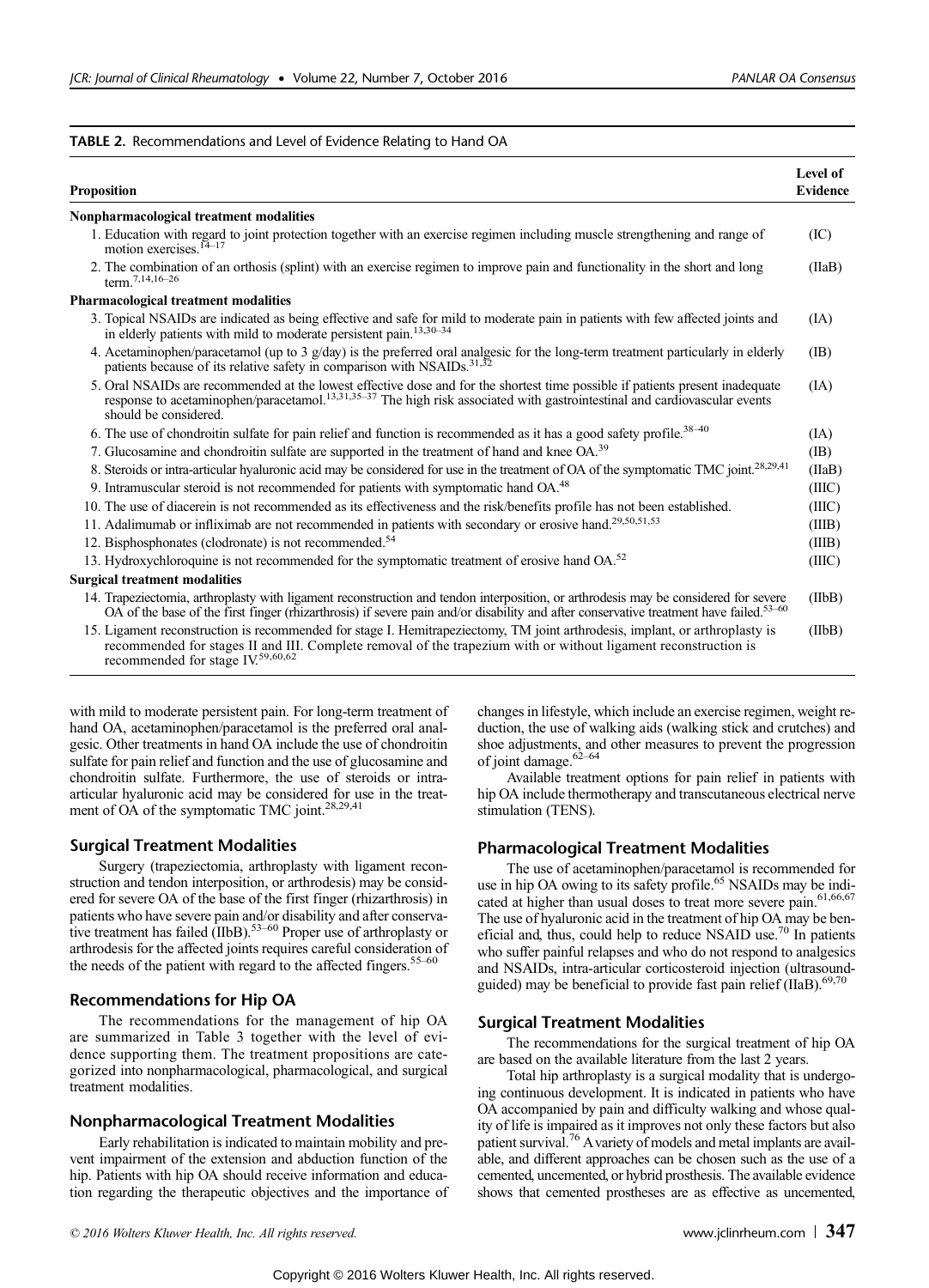**TABLE 2.** Recommendations and Level of Evidence Relating to Hand OA

| Proposition | Level of Evidence |
|---|---|
| **Nonpharmacological treatment modalities** | |
| 1. Education with regard to joint protection together with an exercise regimen including muscle strengthening and range of motion exercises.[14–17] | (IC) |
| 2. The combination of an orthosis (splint) with an exercise regimen to improve pain and functionality in the short and long term.[7,14,16–26] | (IIaB) |
| **Pharmacological treatment modalities** | |
| 3. Topical NSAIDs are indicated as being effective and safe for mild to moderate pain in patients with few affected joints and in elderly patients with mild to moderate persistent pain.[13,30–34] | (IA) |
| 4. Acetaminophen/paracetamol (up to 3 g/day) is the preferred oral analgesic for the long-term treatment particularly in elderly patients because of its relative safety in comparison with NSAIDs.[31,32] | (IB) |
| 5. Oral NSAIDs are recommended at the lowest effective dose and for the shortest time possible if patients present inadequate response to acetaminophen/paracetamol.[13,31,35–37] The high risk associated with gastrointestinal and cardiovascular events should be considered. | (IA) |
| 6. The use of chondroitin sulfate for pain relief and function is recommended as it has a good safety profile.[38–40] | (IA) |
| 7. Glucosamine and chondroitin sulfate are supported in the treatment of hand and knee OA.[39] | (IB) |
| 8. Steroids or intra-articular hyaluronic acid may be considered for use in the treatment of OA of the symptomatic TMC joint.[28,29,41] | (IIaB) |
| 9. Intramuscular steroid is not recommended for patients with symptomatic hand OA.[48] | (IIIC) |
| 10. The use of diacerein is not recommended as its effectiveness and the risk/benefits profile has not been established. | (IIIC) |
| 11. Adalimumab or infliximab are not recommended in patients with secondary or erosive hand.[29,50,51,53] | (IIIB) |
| 12. Bisphosphonates (clodronate) is not recommended.[54] | (IIIB) |
| 13. Hydroxychloroquine is not recommended for the symptomatic treatment of erosive hand OA.[52] | (IIIC) |
| **Surgical treatment modalities** | |
| 14. Trapeziectomia, arthroplasty with ligament reconstruction and tendon interposition, or arthrodesis may be considered for severe OA of the base of the first finger (rhizarthrosis) if severe pain and/or disability and after conservative treatment have failed.[53–60] | (IIbB) |
| 15. Ligament reconstruction is recommended for stage I. Hemitrapeziectomy, TM joint arthrodesis, implant, or arthroplasty is recommended for stages II and III. Complete removal of the trapezium with or without ligament reconstruction is recommended for stage IV.[59,60,62] | (IIbB) |

with mild to moderate persistent pain. For long-term treatment of hand OA, acetaminophen/paracetamol is the preferred oral analgesic. Other treatments in hand OA include the use of chondroitin sulfate for pain relief and function and the use of glucosamine and chondroitin sulfate. Furthermore, the use of steroids or intra-articular hyaluronic acid may be considered for use in the treatment of OA of the symptomatic TMC joint.[28,29,41]

### Surgical Treatment Modalities

Surgery (trapeziectomia, arthroplasty with ligament reconstruction and tendon interposition, or arthrodesis) may be considered for severe OA of the base of the first finger (rhizarthrosis) in patients who have severe pain and/or disability and after conservative treatment has failed (IIbB).[53–60] Proper use of arthroplasty or arthrodesis for the affected joints requires careful consideration of the needs of the patient with regard to the affected fingers.[55–60]

## Recommendations for Hip OA

The recommendations for the management of hip OA are summarized in Table 3 together with the level of evidence supporting them. The treatment propositions are categorized into nonpharmacological, pharmacological, and surgical treatment modalities.

### Nonpharmacological Treatment Modalities

Early rehabilitation is indicated to maintain mobility and prevent impairment of the extension and abduction function of the hip. Patients with hip OA should receive information and education regarding the therapeutic objectives and the importance of changes in lifestyle, which include an exercise regimen, weight reduction, the use of walking aids (walking stick and crutches) and shoe adjustments, and other measures to prevent the progression of joint damage.[62–64]

Available treatment options for pain relief in patients with hip OA include thermotherapy and transcutaneous electrical nerve stimulation (TENS).

### Pharmacological Treatment Modalities

The use of acetaminophen/paracetamol is recommended for use in hip OA owing to its safety profile.[65] NSAIDs may be indicated at higher than usual doses to treat more severe pain.[61,66,67] The use of hyaluronic acid in the treatment of hip OA may be beneficial and, thus, could help to reduce NSAID use.[70] In patients who suffer painful relapses and who do not respond to analgesics and NSAIDs, intra-articular corticosteroid injection (ultrasound-guided) may be beneficial to provide fast pain relief (IIaB).[69,70]

### Surgical Treatment Modalities

The recommendations for the surgical treatment of hip OA are based on the available literature from the last 2 years.

Total hip arthroplasty is a surgical modality that is undergoing continuous development. It is indicated in patients who have OA accompanied by pain and difficulty walking and whose quality of life is impaired as it improves not only these factors but also patient survival.[76] A variety of models and metal implants are available, and different approaches can be chosen such as the use of a cemented, uncemented, or hybrid prosthesis. The available evidence shows that cemented prostheses are as effective as uncemented,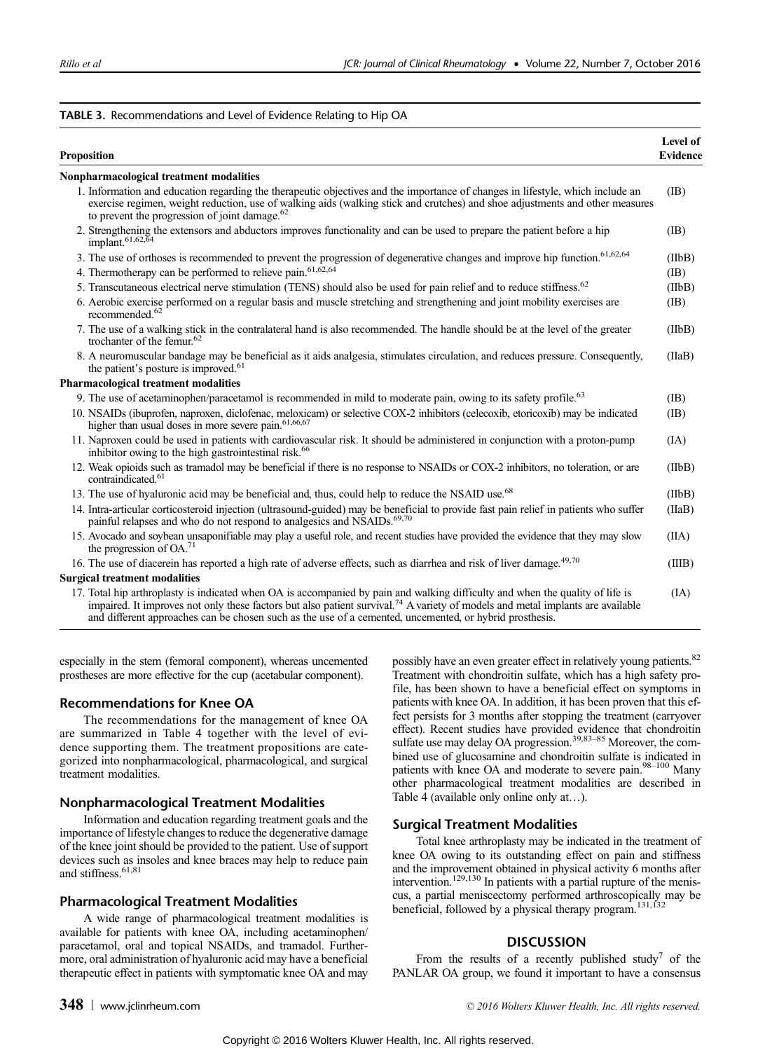**TABLE 3.** Recommendations and Level of Evidence Relating to Hip OA

| Proposition | Level of Evidence |
|---|---|
| **Nonpharmacological treatment modalities** | |
| 1. Information and education regarding the therapeutic objectives and the importance of changes in lifestyle, which include an exercise regimen, weight reduction, use of walking aids (walking stick and crutches) and shoe adjustments and other measures to prevent the progression of joint damage.[62] | (IB) |
| 2. Strengthening the extensors and abductors improves functionality and can be used to prepare the patient before a hip implant.[61,62,64] | (IB) |
| 3. The use of orthoses is recommended to prevent the progression of degenerative changes and improve hip function.[61,62,64] | (IIbB) |
| 4. Thermotherapy can be performed to relieve pain.[61,62,64] | (IB) |
| 5. Transcutaneous electrical nerve stimulation (TENS) should also be used for pain relief and to reduce stiffness.[62] | (IIbB) |
| 6. Aerobic exercise performed on a regular basis and muscle stretching and strengthening and joint mobility exercises are recommended.[62] | (IB) |
| 7. The use of a walking stick in the contralateral hand is also recommended. The handle should be at the level of the greater trochanter of the femur.[62] | (IIbB) |
| 8. A neuromuscular bandage may be beneficial as it aids analgesia, stimulates circulation, and reduces pressure. Consequently, the patient's posture is improved.[61] | (IIaB) |
| **Pharmacological treatment modalities** | |
| 9. The use of acetaminophen/paracetamol is recommended in mild to moderate pain, owing to its safety profile.[63] | (IB) |
| 10. NSAIDs (ibuprofen, naproxen, diclofenac, meloxicam) or selective COX-2 inhibitors (celecoxib, etoricoxib) may be indicated higher than usual doses in more severe pain.[61,66,67] | (IB) |
| 11. Naproxen could be used in patients with cardiovascular risk. It should be administered in conjunction with a proton-pump inhibitor owing to the high gastrointestinal risk.[66] | (IA) |
| 12. Weak opioids such as tramadol may be beneficial if there is no response to NSAIDs or COX-2 inhibitors, no toleration, or are contraindicated.[61] | (IIbB) |
| 13. The use of hyaluronic acid may be beneficial and, thus, could help to reduce the NSAID use.[68] | (IIbB) |
| 14. Intra-articular corticosteroid injection (ultrasound-guided) may be beneficial to provide fast pain relief in patients who suffer painful relapses and who do not respond to analgesics and NSAIDs.[69,70] | (IIaB) |
| 15. Avocado and soybean unsaponifiable may play a useful role, and recent studies have provided the evidence that they may slow the progression of OA.[71] | (IIA) |
| 16. The use of diacerein has reported a high rate of adverse effects, such as diarrhea and risk of liver damage.[49,70] | (IIIB) |
| **Surgical treatment modalities** | |
| 17. Total hip arthroplasty is indicated when OA is accompanied by pain and walking difficulty and when the quality of life is impaired. It improves not only these factors but also patient survival.[74] A variety of models and metal implants are available and different approaches can be chosen such as the use of a cemented, uncemented, or hybrid prosthesis. | (IA) |

especially in the stem (femoral component), whereas uncemented prostheses are more effective for the cup (acetabular component).

### Recommendations for Knee OA

The recommendations for the management of knee OA are summarized in Table 4 together with the level of evidence supporting them. The treatment propositions are categorized into nonpharmacological, pharmacological, and surgical treatment modalities.

### Nonpharmacological Treatment Modalities

Information and education regarding treatment goals and the importance of lifestyle changes to reduce the degenerative damage of the knee joint should be provided to the patient. Use of support devices such as insoles and knee braces may help to reduce pain and stiffness.[61,81]

### Pharmacological Treatment Modalities

A wide range of pharmacological treatment modalities is available for patients with knee OA, including acetaminophen/paracetamol, oral and topical NSAIDs, and tramadol. Furthermore, oral administration of hyaluronic acid may have a beneficial therapeutic effect in patients with symptomatic knee OA and may possibly have an even greater effect in relatively young patients.[82] Treatment with chondroitin sulfate, which has a high safety profile, has been shown to have a beneficial effect on symptoms in patients with knee OA. In addition, it has been proven that this effect persists for 3 months after stopping the treatment (carryover effect). Recent studies have provided evidence that chondroitin sulfate use may delay OA progression.[39,83–85] Moreover, the combined use of glucosamine and chondroitin sulfate is indicated in patients with knee OA and moderate to severe pain.[98–100] Many other pharmacological treatment modalities are described in Table 4 (available only online only at…).

### Surgical Treatment Modalities

Total knee arthroplasty may be indicated in the treatment of knee OA owing to its outstanding effect on pain and stiffness and the improvement obtained in physical activity 6 months after intervention.[129,130] In patients with a partial rupture of the meniscus, a partial meniscectomy performed arthroscopically may be beneficial, followed by a physical therapy program.[131,132]

## DISCUSSION

From the results of a recently published study[7] of the PANLAR OA group, we found it important to have a consensus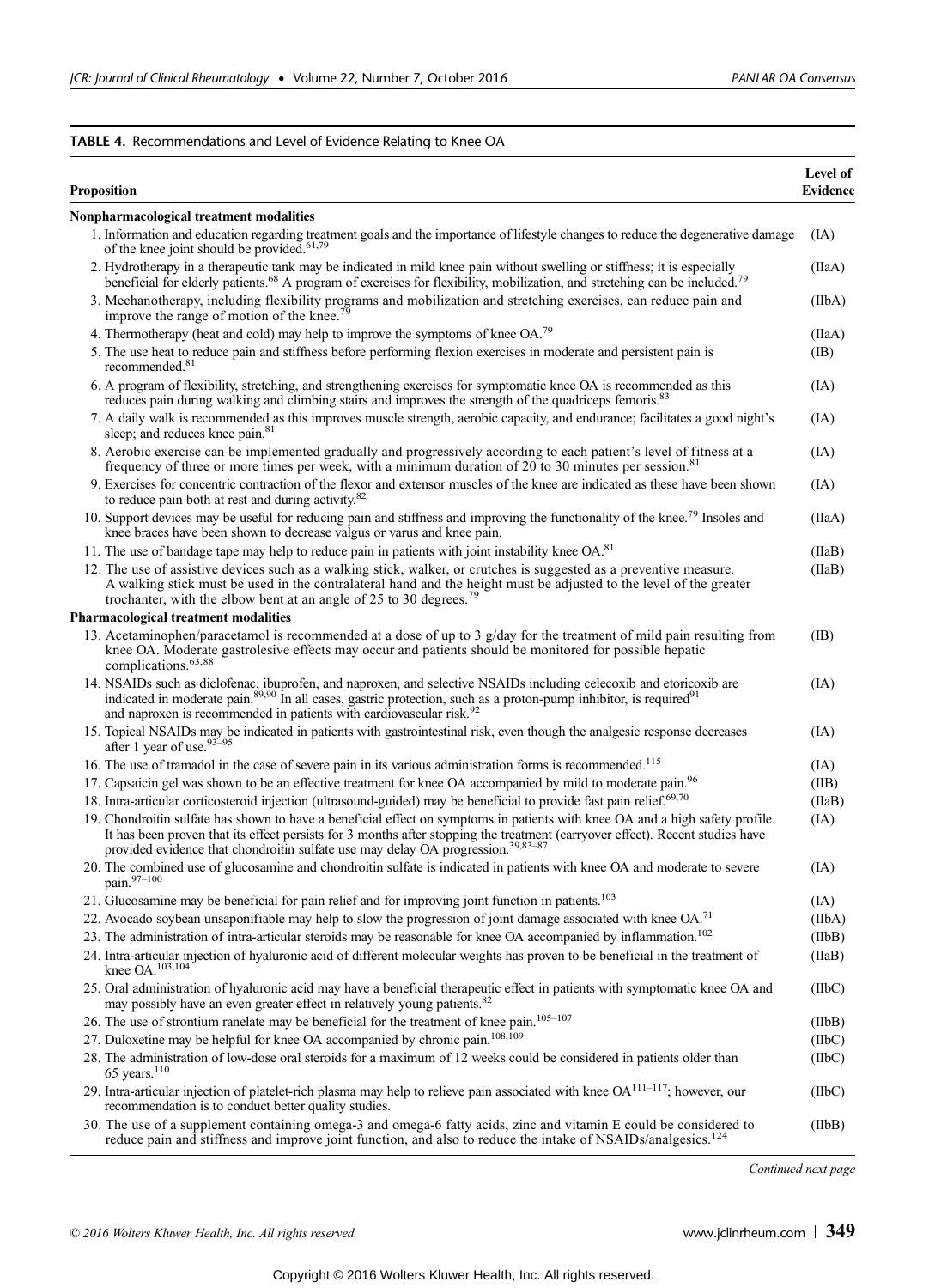**TABLE 4.** Recommendations and Level of Evidence Relating to Knee OA

| Proposition | Level of Evidence |
|---|---|
| **Nonpharmacological treatment modalities** | |
| 1. Information and education regarding treatment goals and the importance of lifestyle changes to reduce the degenerative damage of the knee joint should be provided.[61,79] | (IA) |
| 2. Hydrotherapy in a therapeutic tank may be indicated in mild knee pain without swelling or stiffness; it is especially beneficial for elderly patients.[68] A program of exercises for flexibility, mobilization, and stretching can be included.[79] | (IIaA) |
| 3. Mechanotherapy, including flexibility programs and mobilization and stretching exercises, can reduce pain and improve the range of motion of the knee.[79] | (IIbA) |
| 4. Thermotherapy (heat and cold) may help to improve the symptoms of knee OA.[79] | (IIaA) |
| 5. The use heat to reduce pain and stiffness before performing flexion exercises in moderate and persistent pain is recommended.[81] | (IB) |
| 6. A program of flexibility, stretching, and strengthening exercises for symptomatic knee OA is recommended as this reduces pain during walking and climbing stairs and improves the strength of the quadriceps femoris.[83] | (IA) |
| 7. A daily walk is recommended as this improves muscle strength, aerobic capacity, and endurance; facilitates a good night's sleep; and reduces knee pain.[81] | (IA) |
| 8. Aerobic exercise can be implemented gradually and progressively according to each patient's level of fitness at a frequency of three or more times per week, with a minimum duration of 20 to 30 minutes per session.[81] | (IA) |
| 9. Exercises for concentric contraction of the flexor and extensor muscles of the knee are indicated as these have been shown to reduce pain both at rest and during activity.[82] | (IA) |
| 10. Support devices may be useful for reducing pain and stiffness and improving the functionality of the knee.[79] Insoles and knee braces have been shown to decrease valgus or varus and knee pain. | (IIaA) |
| 11. The use of bandage tape may help to reduce pain in patients with joint instability knee OA.[81] | (IIaB) |
| 12. The use of assistive devices such as a walking stick, walker, or crutches is suggested as a preventive measure. A walking stick must be used in the contralateral hand and the height must be adjusted to the level of the greater trochanter, with the elbow bent at an angle of 25 to 30 degrees.[79] | (IIaB) |
| **Pharmacological treatment modalities** | |
| 13. Acetaminophen/paracetamol is recommended at a dose of up to 3 g/day for the treatment of mild pain resulting from knee OA. Moderate gastrolesive effects may occur and patients should be monitored for possible hepatic complications.[63,88] | (IB) |
| 14. NSAIDs such as diclofenac, ibuprofen, and naproxen, and selective NSAIDs including celecoxib and etoricoxib are indicated in moderate pain.[89,90] In all cases, gastric protection, such as a proton-pump inhibitor, is required[91] and naproxen is recommended in patients with cardiovascular risk.[92] | (IA) |
| 15. Topical NSAIDs may be indicated in patients with gastrointestinal risk, even though the analgesic response decreases after 1 year of use.[93–95] | (IA) |
| 16. The use of tramadol in the case of severe pain in its various administration forms is recommended.[115] | (IA) |
| 17. Capsaicin gel was shown to be an effective treatment for knee OA accompanied by mild to moderate pain.[96] | (IIB) |
| 18. Intra-articular corticosteroid injection (ultrasound-guided) may be beneficial to provide fast pain relief.[69,70] | (IIaB) |
| 19. Chondroitin sulfate has shown to have a beneficial effect on symptoms in patients with knee OA and a high safety profile. It has been proven that its effect persists for 3 months after stopping the treatment (carryover effect). Recent studies have provided evidence that chondroitin sulfate use may delay OA progression.[39,83–87] | (IA) |
| 20. The combined use of glucosamine and chondroitin sulfate is indicated in patients with knee OA and moderate to severe pain.[97–100] | (IA) |
| 21. Glucosamine may be beneficial for pain relief and for improving joint function in patients.[103] | (IA) |
| 22. Avocado soybean unsaponifiable may help to slow the progression of joint damage associated with knee OA.[71] | (IIbA) |
| 23. The administration of intra-articular steroids may be reasonable for knee OA accompanied by inflammation.[102] | (IIbB) |
| 24. Intra-articular injection of hyaluronic acid of different molecular weights has proven to be beneficial in the treatment of knee OA.[103,104] | (IIaB) |
| 25. Oral administration of hyaluronic acid may have a beneficial therapeutic effect in patients with symptomatic knee OA and may possibly have an even greater effect in relatively young patients.[82] | (IIbC) |
| 26. The use of strontium ranelate may be beneficial for the treatment of knee pain.[105–107] | (IIbB) |
| 27. Duloxetine may be helpful for knee OA accompanied by chronic pain.[108,109] | (IIbC) |
| 28. The administration of low-dose oral steroids for a maximum of 12 weeks could be considered in patients older than 65 years.[110] | (IIbC) |
| 29. Intra-articular injection of platelet-rich plasma may help to relieve pain associated with knee OA[111–117]; however, our recommendation is to conduct better quality studies. | (IIbC) |
| 30. The use of a supplement containing omega-3 and omega-6 fatty acids, zinc and vitamin E could be considered to reduce pain and stiffness and improve joint function, and also to reduce the intake of NSAIDs/analgesics.[124] | (IIbB) |

*Continued next page*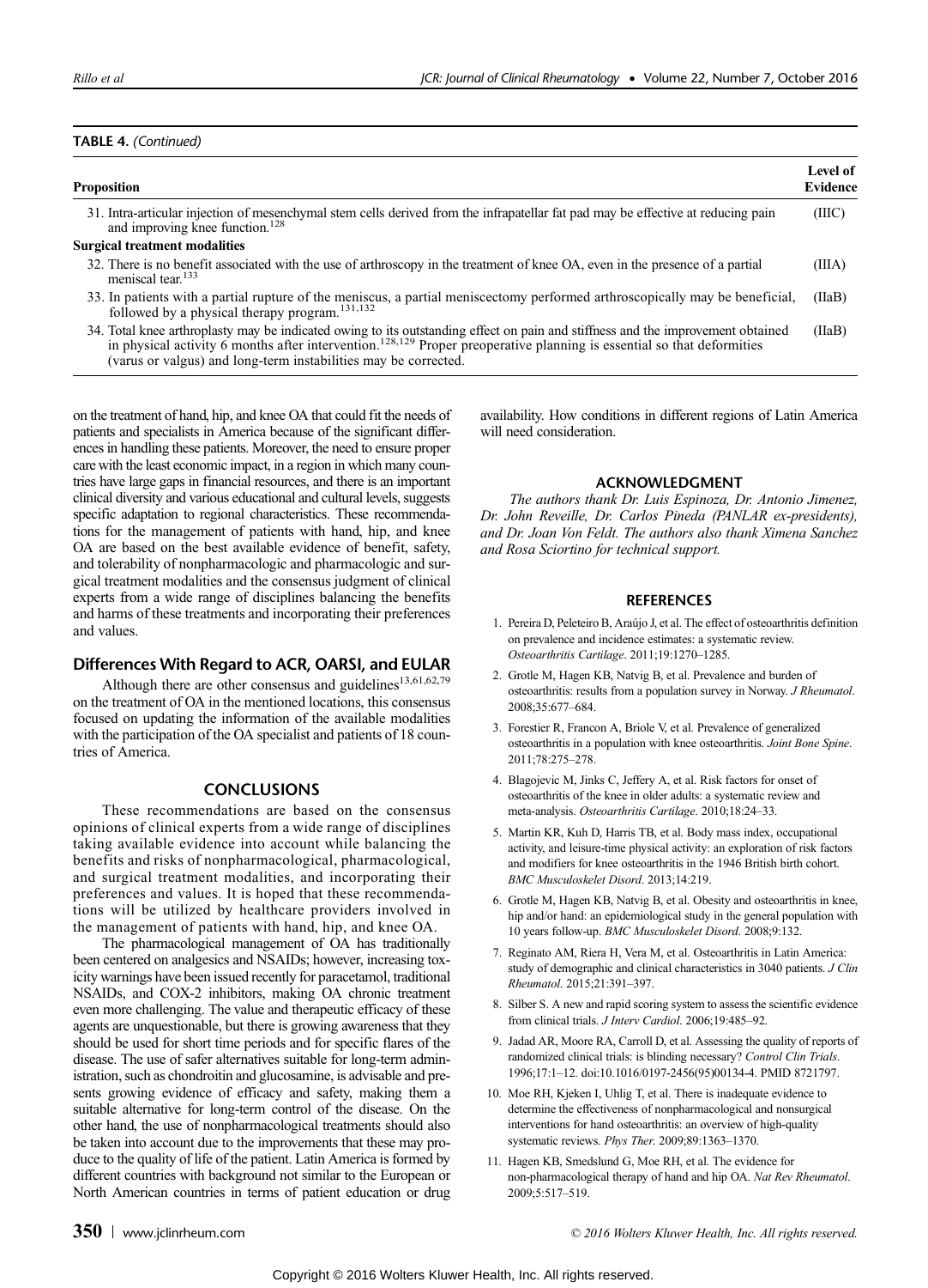**TABLE 4.** *(Continued)*

| Proposition | Level of Evidence |
|---|---|
| 31. Intra-articular injection of mesenchymal stem cells derived from the infrapatellar fat pad may be effective at reducing pain and improving knee function.[128] | (IIIC) |
| **Surgical treatment modalities** | |
| 32. There is no benefit associated with the use of arthroscopy in the treatment of knee OA, even in the presence of a partial meniscal tear.[133] | (IIIA) |
| 33. In patients with a partial rupture of the meniscus, a partial meniscectomy performed arthroscopically may be beneficial, followed by a physical therapy program.[131,132] | (IIaB) |
| 34. Total knee arthroplasty may be indicated owing to its outstanding effect on pain and stiffness and the improvement obtained in physical activity 6 months after intervention.[128,129] Proper preoperative planning is essential so that deformities (varus or valgus) and long-term instabilities may be corrected. | (IIaB) |

on the treatment of hand, hip, and knee OA that could fit the needs of patients and specialists in America because of the significant differences in handling these patients. Moreover, the need to ensure proper care with the least economic impact, in a region in which many countries have large gaps in financial resources, and there is an important clinical diversity and various educational and cultural levels, suggests specific adaptation to regional characteristics. These recommendations for the management of patients with hand, hip, and knee OA are based on the best available evidence of benefit, safety, and tolerability of nonpharmacologic and pharmacologic and surgical treatment modalities and the consensus judgment of clinical experts from a wide range of disciplines balancing the benefits and harms of these treatments and incorporating their preferences and values.

## Differences With Regard to ACR, OARSI, and EULAR

Although there are other consensus and guidelines[13,61,62,79] on the treatment of OA in the mentioned locations, this consensus focused on updating the information of the available modalities with the participation of the OA specialist and patients of 18 countries of America.

## CONCLUSIONS

These recommendations are based on the consensus opinions of clinical experts from a wide range of disciplines taking available evidence into account while balancing the benefits and risks of nonpharmacological, pharmacological, and surgical treatment modalities, and incorporating their preferences and values. It is hoped that these recommendations will be utilized by healthcare providers involved in the management of patients with hand, hip, and knee OA.

The pharmacological management of OA has traditionally been centered on analgesics and NSAIDs; however, increasing toxicity warnings have been issued recently for paracetamol, traditional NSAIDs, and COX-2 inhibitors, making OA chronic treatment even more challenging. The value and therapeutic efficacy of these agents are unquestionable, but there is growing awareness that they should be used for short time periods and for specific flares of the disease. The use of safer alternatives suitable for long-term administration, such as chondroitin and glucosamine, is advisable and presents growing evidence of efficacy and safety, making them a suitable alternative for long-term control of the disease. On the other hand, the use of nonpharmacological treatments should also be taken into account due to the improvements that these may produce to the quality of life of the patient. Latin America is formed by different countries with background not similar to the European or North American countries in terms of patient education or drug availability. How conditions in different regions of Latin America will need consideration.

## ACKNOWLEDGMENT

*The authors thank Dr. Luis Espinoza, Dr. Antonio Jimenez, Dr. John Reveille, Dr. Carlos Pineda (PANLAR ex-presidents), and Dr. Joan Von Feldt. The authors also thank Ximena Sanchez and Rosa Sciortino for technical support.*

## REFERENCES

1. Pereira D, Peleteiro B, Araújo J, et al. The effect of osteoarthritis definition on prevalence and incidence estimates: a systematic review. *Osteoarthritis Cartilage*. 2011;19:1270–1285.
2. Grotle M, Hagen KB, Natvig B, et al. Prevalence and burden of osteoarthritis: results from a population survey in Norway. *J Rheumatol*. 2008;35:677–684.
3. Forestier R, Francon A, Briole V, et al. Prevalence of generalized osteoarthritis in a population with knee osteoarthritis. *Joint Bone Spine*. 2011;78:275–278.
4. Blagojevic M, Jinks C, Jeffery A, et al. Risk factors for onset of osteoarthritis of the knee in older adults: a systematic review and meta-analysis. *Osteoarthritis Cartilage*. 2010;18:24–33.
5. Martin KR, Kuh D, Harris TB, et al. Body mass index, occupational activity, and leisure-time physical activity: an exploration of risk factors and modifiers for knee osteoarthritis in the 1946 British birth cohort. *BMC Musculoskelet Disord*. 2013;14:219.
6. Grotle M, Hagen KB, Natvig B, et al. Obesity and osteoarthritis in knee, hip and/or hand: an epidemiological study in the general population with 10 years follow-up. *BMC Musculoskelet Disord*. 2008;9:132.
7. Reginato AM, Riera H, Vera M, et al. Osteoarthritis in Latin America: study of demographic and clinical characteristics in 3040 patients. *J Clin Rheumatol*. 2015;21:391–397.
8. Silber S. A new and rapid scoring system to assess the scientific evidence from clinical trials. *J Interv Cardiol*. 2006;19:485–92.
9. Jadad AR, Moore RA, Carroll D, et al. Assessing the quality of reports of randomized clinical trials: is blinding necessary? *Control Clin Trials*. 1996;17:1–12. doi:10.1016/0197-2456(95)00134-4. PMID 8721797.
10. Moe RH, Kjeken I, Uhlig T, et al. There is inadequate evidence to determine the effectiveness of nonpharmacological and nonsurgical interventions for hand osteoarthritis: an overview of high-quality systematic reviews. *Phys Ther*. 2009;89:1363–1370.
11. Hagen KB, Smedslund G, Moe RH, et al. The evidence for non-pharmacological therapy of hand and hip OA. *Nat Rev Rheumatol*. 2009;5:517–519.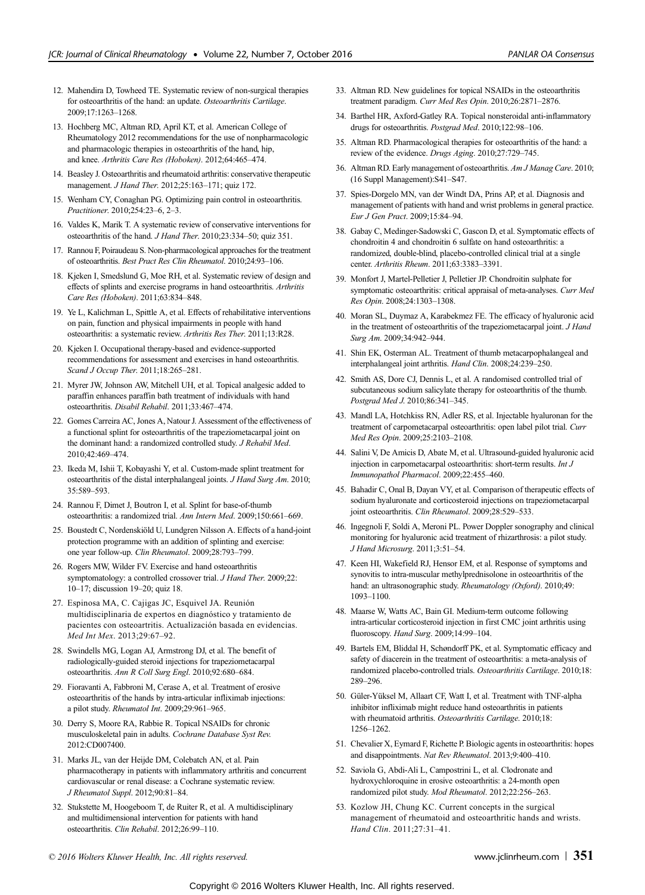12. Mahendira D, Towheed TE. Systematic review of non-surgical therapies for osteoarthritis of the hand: an update. *Osteoarthritis Cartilage*. 2009;17:1263–1268.
13. Hochberg MC, Altman RD, April KT, et al. American College of Rheumatology 2012 recommendations for the use of nonpharmacologic and pharmacologic therapies in osteoarthritis of the hand, hip, and knee. *Arthritis Care Res (Hoboken)*. 2012;64:465–474.
14. Beasley J. Osteoarthritis and rheumatoid arthritis: conservative therapeutic management. *J Hand Ther*. 2012;25:163–171; quiz 172.
15. Wenham CY, Conaghan PG. Optimizing pain control in osteoarthritis. *Practitioner*. 2010;254:23–6, 2–3.
16. Valdes K, Marik T. A systematic review of conservative interventions for osteoarthritis of the hand. *J Hand Ther*. 2010;23:334–50; quiz 351.
17. Rannou F, Poiraudeau S. Non-pharmacological approaches for the treatment of osteoarthritis. *Best Pract Res Clin Rheumatol*. 2010;24:93–106.
18. Kjeken I, Smedslund G, Moe RH, et al. Systematic review of design and effects of splints and exercise programs in hand osteoarthritis. *Arthritis Care Res (Hoboken)*. 2011;63:834–848.
19. Ye L, Kalichman L, Spittle A, et al. Effects of rehabilitative interventions on pain, function and physical impairments in people with hand osteoarthritis: a systematic review. *Arthritis Res Ther*. 2011;13:R28.
20. Kjeken I. Occupational therapy-based and evidence-supported recommendations for assessment and exercises in hand osteoarthritis. *Scand J Occup Ther*. 2011;18:265–281.
21. Myrer JW, Johnson AW, Mitchell UH, et al. Topical analgesic added to paraffin enhances paraffin bath treatment of individuals with hand osteoarthritis. *Disabil Rehabil*. 2011;33:467–474.
22. Gomes Carreira AC, Jones A, Natour J. Assessment of the effectiveness of a functional splint for osteoarthritis of the trapeziometacarpal joint on the dominant hand: a randomized controlled study. *J Rehabil Med*. 2010;42:469–474.
23. Ikeda M, Ishii T, Kobayashi Y, et al. Custom-made splint treatment for osteoarthritis of the distal interphalangeal joints. *J Hand Surg Am*. 2010; 35:589–593.
24. Rannou F, Dimet J, Boutron I, et al. Splint for base-of-thumb osteoarthritis: a randomized trial. *Ann Intern Med*. 2009;150:661–669.
25. Boustedt C, Nordenskiöld U, Lundgren Nilsson A. Effects of a hand-joint protection programme with an addition of splinting and exercise: one year follow-up. *Clin Rheumatol*. 2009;28:793–799.
26. Rogers MW, Wilder FV. Exercise and hand osteoarthritis symptomatology: a controlled crossover trial. *J Hand Ther*. 2009;22: 10–17; discussion 19–20; quiz 18.
27. Espinosa MA, C. Cajigas JC, Esquivel JA. Reunión multidisciplinaria de expertos en diagnóstico y tratamiento de pacientes con osteoartritis. Actualización basada en evidencias. *Med Int Mex*. 2013;29:67–92.
28. Swindells MG, Logan AJ, Armstrong DJ, et al. The benefit of radiologically-guided steroid injections for trapeziometacarpal osteoarthritis. *Ann R Coll Surg Engl*. 2010;92:680–684.
29. Fioravanti A, Fabbroni M, Cerase A, et al. Treatment of erosive osteoarthritis of the hands by intra-articular infliximab injections: a pilot study. *Rheumatol Int*. 2009;29:961–965.
30. Derry S, Moore RA, Rabbie R. Topical NSAIDs for chronic musculoskeletal pain in adults. *Cochrane Database Syst Rev*. 2012:CD007400.
31. Marks JL, van der Heijde DM, Colebatch AN, et al. Pain pharmacotherapy in patients with inflammatory arthritis and concurrent cardiovascular or renal disease: a Cochrane systematic review. *J Rheumatol Suppl*. 2012;90:81–84.
32. Stukstette M, Hoogeboom T, de Ruiter R, et al. A multidisciplinary and multidimensional intervention for patients with hand osteoarthritis. *Clin Rehabil*. 2012;26:99–110.
33. Altman RD. New guidelines for topical NSAIDs in the osteoarthritis treatment paradigm. *Curr Med Res Opin*. 2010;26:2871–2876.
34. Barthel HR, Axford-Gatley RA. Topical nonsteroidal anti-inflammatory drugs for osteoarthritis. *Postgrad Med*. 2010;122:98–106.
35. Altman RD. Pharmacological therapies for osteoarthritis of the hand: a review of the evidence. *Drugs Aging*. 2010;27:729–745.
36. Altman RD. Early management of osteoarthritis. *Am J Manag Care*. 2010; (16 Suppl Management):S41–S47.
37. Spies-Dorgelo MN, van der Windt DA, Prins AP, et al. Diagnosis and management of patients with hand and wrist problems in general practice. *Eur J Gen Pract*. 2009;15:84–94.
38. Gabay C, Medinger-Sadowski C, Gascon D, et al. Symptomatic effects of chondroitin 4 and chondroitin 6 sulfate on hand osteoarthritis: a randomized, double-blind, placebo-controlled clinical trial at a single center. *Arthritis Rheum*. 2011;63:3383–3391.
39. Monfort J, Martel-Pelletier J, Pelletier JP. Chondroitin sulphate for symptomatic osteoarthritis: critical appraisal of meta-analyses. *Curr Med Res Opin*. 2008;24:1303–1308.
40. Moran SL, Duymaz A, Karabekmez FE. The efficacy of hyaluronic acid in the treatment of osteoarthritis of the trapeziometacarpal joint. *J Hand Surg Am*. 2009;34:942–944.
41. Shin EK, Osterman AL. Treatment of thumb metacarpophalangeal and interphalangeal joint arthritis. *Hand Clin*. 2008;24:239–250.
42. Smith AS, Dore CJ, Dennis L, et al. A randomised controlled trial of subcutaneous sodium salicylate therapy for osteoarthritis of the thumb. *Postgrad Med J*. 2010;86:341–345.
43. Mandl LA, Hotchkiss RN, Adler RS, et al. Injectable hyaluronan for the treatment of carpometacarpal osteoarthritis: open label pilot trial. *Curr Med Res Opin*. 2009;25:2103–2108.
44. Salini V, De Amicis D, Abate M, et al. Ultrasound-guided hyaluronic acid injection in carpometacarpal osteoarthritis: short-term results. *Int J Immunopathol Pharmacol*. 2009;22:455–460.
45. Bahadir C, Onal B, Dayan VY, et al. Comparison of therapeutic effects of sodium hyaluronate and corticosteroid injections on trapeziometacarpal joint osteoarthritis. *Clin Rheumatol*. 2009;28:529–533.
46. Ingegnoli F, Soldi A, Meroni PL. Power Doppler sonography and clinical monitoring for hyaluronic acid treatment of rhizarthrosis: a pilot study. *J Hand Microsurg*. 2011;3:51–54.
47. Keen HI, Wakefield RJ, Hensor EM, et al. Response of symptoms and synovitis to intra-muscular methylprednisolone in osteoarthritis of the hand: an ultrasonographic study. *Rheumatology (Oxford)*. 2010;49: 1093–1100.
48. Maarse W, Watts AC, Bain GI. Medium-term outcome following intra-articular corticosteroid injection in first CMC joint arthritis using fluoroscopy. *Hand Surg*. 2009;14:99–104.
49. Bartels EM, Bliddal H, Schøndorff PK, et al. Symptomatic efficacy and safety of diacerein in the treatment of osteoarthritis: a meta-analysis of randomized placebo-controlled trials. *Osteoarthritis Cartilage*. 2010;18: 289–296.
50. Güler-Yüksel M, Allaart CF, Watt I, et al. Treatment with TNF-alpha inhibitor infliximab might reduce hand osteoarthritis in patients with rheumatoid arthritis. *Osteoarthritis Cartilage*. 2010;18: 1256–1262.
51. Chevalier X, Eymard F, Richette P. Biologic agents in osteoarthritis: hopes and disappointments. *Nat Rev Rheumatol*. 2013;9:400–410.
52. Saviola G, Abdi-Ali L, Campostrini L, et al. Clodronate and hydroxychloroquine in erosive osteoarthritis: a 24-month open randomized pilot study. *Mod Rheumatol*. 2012;22:256–263.
53. Kozlow JH, Chung KC. Current concepts in the surgical management of rheumatoid and osteoarthritic hands and wrists. *Hand Clin*. 2011;27:31–41.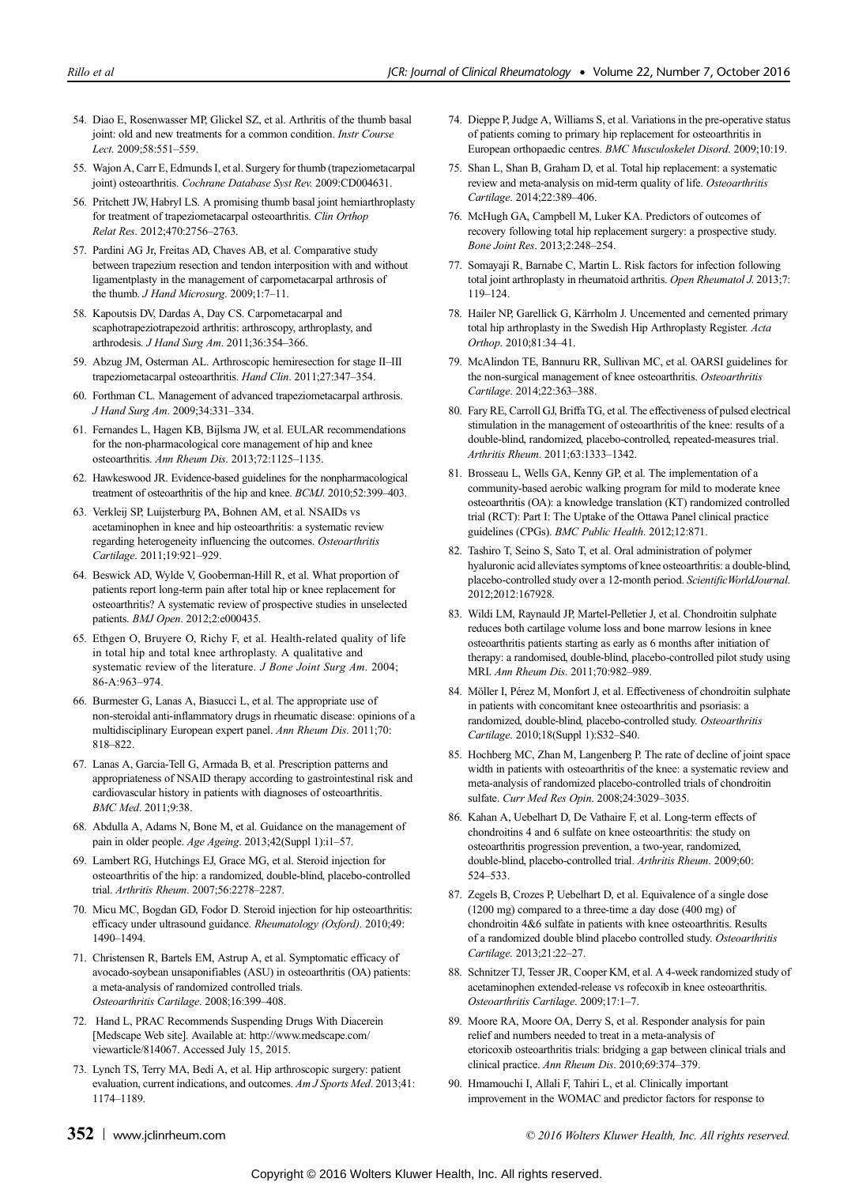54. Diao E, Rosenwasser MP, Glickel SZ, et al. Arthritis of the thumb basal joint: old and new treatments for a common condition. *Instr Course Lect*. 2009;58:551–559.
55. Wajon A, Carr E, Edmunds I, et al. Surgery for thumb (trapeziometacarpal joint) osteoarthritis. *Cochrane Database Syst Rev*. 2009:CD004631.
56. Pritchett JW, Habryl LS. A promising thumb basal joint hemiarthroplasty for treatment of trapeziometacarpal osteoarthritis. *Clin Orthop Relat Res*. 2012;470:2756–2763.
57. Pardini AG Jr, Freitas AD, Chaves AB, et al. Comparative study between trapezium resection and tendon interposition with and without ligamentplasty in the management of carpometacarpal arthrosis of the thumb. *J Hand Microsurg*. 2009;1:7–11.
58. Kapoutsis DV, Dardas A, Day CS. Carpometacarpal and scaphotrapeziotrapezoid arthritis: arthroscopy, arthroplasty, and arthrodesis. *J Hand Surg Am*. 2011;36:354–366.
59. Abzug JM, Osterman AL. Arthroscopic hemiresection for stage II–III trapeziometacarpal osteoarthritis. *Hand Clin*. 2011;27:347–354.
60. Forthman CL. Management of advanced trapeziometacarpal arthrosis. *J Hand Surg Am*. 2009;34:331–334.
61. Fernandes L, Hagen KB, Bijlsma JW, et al. EULAR recommendations for the non-pharmacological core management of hip and knee osteoarthritis. *Ann Rheum Dis*. 2013;72:1125–1135.
62. Hawkeswood JR. Evidence-based guidelines for the nonpharmacological treatment of osteoarthritis of the hip and knee. *BCMJ*. 2010;52:399–403.
63. Verkleij SP, Luijsterburg PA, Bohnen AM, et al. NSAIDs vs acetaminophen in knee and hip osteoarthritis: a systematic review regarding heterogeneity influencing the outcomes. *Osteoarthritis Cartilage*. 2011;19:921–929.
64. Beswick AD, Wylde V, Gooberman-Hill R, et al. What proportion of patients report long-term pain after total hip or knee replacement for osteoarthritis? A systematic review of prospective studies in unselected patients. *BMJ Open*. 2012;2:e000435.
65. Ethgen O, Bruyere O, Richy F, et al. Health-related quality of life in total hip and total knee arthroplasty. A qualitative and systematic review of the literature. *J Bone Joint Surg Am*. 2004; 86-A:963–974.
66. Burmester G, Lanas A, Biasucci L, et al. The appropriate use of non-steroidal anti-inflammatory drugs in rheumatic disease: opinions of a multidisciplinary European expert panel. *Ann Rheum Dis*. 2011;70: 818–822.
67. Lanas A, Garcia-Tell G, Armada B, et al. Prescription patterns and appropriateness of NSAID therapy according to gastrointestinal risk and cardiovascular history in patients with diagnoses of osteoarthritis. *BMC Med*. 2011;9:38.
68. Abdulla A, Adams N, Bone M, et al. Guidance on the management of pain in older people. *Age Ageing*. 2013;42(Suppl 1):i1–57.
69. Lambert RG, Hutchings EJ, Grace MG, et al. Steroid injection for osteoarthritis of the hip: a randomized, double-blind, placebo-controlled trial. *Arthritis Rheum*. 2007;56:2278–2287.
70. Micu MC, Bogdan GD, Fodor D. Steroid injection for hip osteoarthritis: efficacy under ultrasound guidance. *Rheumatology (Oxford)*. 2010;49: 1490–1494.
71. Christensen R, Bartels EM, Astrup A, et al. Symptomatic efficacy of avocado-soybean unsaponifiables (ASU) in osteoarthritis (OA) patients: a meta-analysis of randomized controlled trials. *Osteoarthritis Cartilage*. 2008;16:399–408.
72. Hand L, PRAC Recommends Suspending Drugs With Diacerein [Medscape Web site]. Available at: http://www.medscape.com/viewarticle/814067. Accessed July 15, 2015.
73. Lynch TS, Terry MA, Bedi A, et al. Hip arthroscopic surgery: patient evaluation, current indications, and outcomes. *Am J Sports Med*. 2013;41: 1174–1189.
74. Dieppe P, Judge A, Williams S, et al. Variations in the pre-operative status of patients coming to primary hip replacement for osteoarthritis in European orthopaedic centres. *BMC Musculoskelet Disord*. 2009;10:19.
75. Shan L, Shan B, Graham D, et al. Total hip replacement: a systematic review and meta-analysis on mid-term quality of life. *Osteoarthritis Cartilage*. 2014;22:389–406.
76. McHugh GA, Campbell M, Luker KA. Predictors of outcomes of recovery following total hip replacement surgery: a prospective study. *Bone Joint Res*. 2013;2:248–254.
77. Somayaji R, Barnabe C, Martin L. Risk factors for infection following total joint arthroplasty in rheumatoid arthritis. *Open Rheumatol J*. 2013;7: 119–124.
78. Hailer NP, Garellick G, Kärrholm J. Uncemented and cemented primary total hip arthroplasty in the Swedish Hip Arthroplasty Register. *Acta Orthop*. 2010;81:34–41.
79. McAlindon TE, Bannuru RR, Sullivan MC, et al. OARSI guidelines for the non-surgical management of knee osteoarthritis. *Osteoarthritis Cartilage*. 2014;22:363–388.
80. Fary RE, Carroll GJ, Briffa TG, et al. The effectiveness of pulsed electrical stimulation in the management of osteoarthritis of the knee: results of a double-blind, randomized, placebo-controlled, repeated-measures trial. *Arthritis Rheum*. 2011;63:1333–1342.
81. Brosseau L, Wells GA, Kenny GP, et al. The implementation of a community-based aerobic walking program for mild to moderate knee osteoarthritis (OA): a knowledge translation (KT) randomized controlled trial (RCT): Part I: The Uptake of the Ottawa Panel clinical practice guidelines (CPGs). *BMC Public Health*. 2012;12:871.
82. Tashiro T, Seino S, Sato T, et al. Oral administration of polymer hyaluronic acid alleviates symptoms of knee osteoarthritis: a double-blind, placebo-controlled study over a 12-month period. *ScientificWorldJournal*. 2012;2012:167928.
83. Wildi LM, Raynauld JP, Martel-Pelletier J, et al. Chondroitin sulphate reduces both cartilage volume loss and bone marrow lesions in knee osteoarthritis patients starting as early as 6 months after initiation of therapy: a randomised, double-blind, placebo-controlled pilot study using MRI. *Ann Rheum Dis*. 2011;70:982–989.
84. Möller I, Pérez M, Monfort J, et al. Effectiveness of chondroitin sulphate in patients with concomitant knee osteoarthritis and psoriasis: a randomized, double-blind, placebo-controlled study. *Osteoarthritis Cartilage*. 2010;18(Suppl 1):S32–S40.
85. Hochberg MC, Zhan M, Langenberg P. The rate of decline of joint space width in patients with osteoarthritis of the knee: a systematic review and meta-analysis of randomized placebo-controlled trials of chondroitin sulfate. *Curr Med Res Opin*. 2008;24:3029–3035.
86. Kahan A, Uebelhart D, De Vathaire F, et al. Long-term effects of chondroitins 4 and 6 sulfate on knee osteoarthritis: the study on osteoarthritis progression prevention, a two-year, randomized, double-blind, placebo-controlled trial. *Arthritis Rheum*. 2009;60: 524–533.
87. Zegels B, Crozes P, Uebelhart D, et al. Equivalence of a single dose (1200 mg) compared to a three-time a day dose (400 mg) of chondroitin 4&6 sulfate in patients with knee osteoarthritis. Results of a randomized double blind placebo controlled study. *Osteoarthritis Cartilage*. 2013;21:22–27.
88. Schnitzer TJ, Tesser JR, Cooper KM, et al. A 4-week randomized study of acetaminophen extended-release vs rofecoxib in knee osteoarthritis. *Osteoarthritis Cartilage*. 2009;17:1–7.
89. Moore RA, Moore OA, Derry S, et al. Responder analysis for pain relief and numbers needed to treat in a meta-analysis of etoricoxib osteoarthritis trials: bridging a gap between clinical trials and clinical practice. *Ann Rheum Dis*. 2010;69:374–379.
90. Hmamouchi I, Allali F, Tahiri L, et al. Clinically important improvement in the WOMAC and predictor factors for response to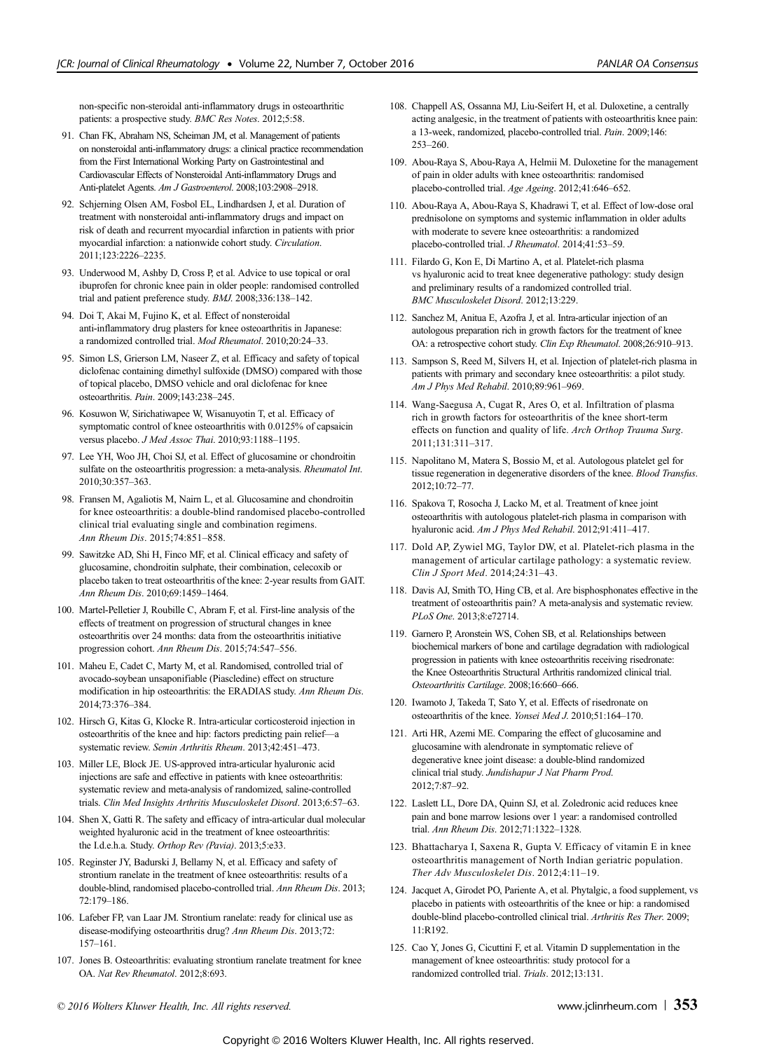non-specific non-steroidal anti-inflammatory drugs in osteoarthritic patients: a prospective study. *BMC Res Notes*. 2012;5:58.

91. Chan FK, Abraham NS, Scheiman JM, et al. Management of patients on nonsteroidal anti-inflammatory drugs: a clinical practice recommendation from the First International Working Party on Gastrointestinal and Cardiovascular Effects of Nonsteroidal Anti-inflammatory Drugs and Anti-platelet Agents. *Am J Gastroenterol*. 2008;103:2908–2918.
92. Schjerning Olsen AM, Fosbol EL, Lindhardsen J, et al. Duration of treatment with nonsteroidal anti-inflammatory drugs and impact on risk of death and recurrent myocardial infarction in patients with prior myocardial infarction: a nationwide cohort study. *Circulation*. 2011;123:2226–2235.
93. Underwood M, Ashby D, Cross P, et al. Advice to use topical or oral ibuprofen for chronic knee pain in older people: randomised controlled trial and patient preference study. *BMJ*. 2008;336:138–142.
94. Doi T, Akai M, Fujino K, et al. Effect of nonsteroidal anti-inflammatory drug plasters for knee osteoarthritis in Japanese: a randomized controlled trial. *Mod Rheumatol*. 2010;20:24–33.
95. Simon LS, Grierson LM, Naseer Z, et al. Efficacy and safety of topical diclofenac containing dimethyl sulfoxide (DMSO) compared with those of topical placebo, DMSO vehicle and oral diclofenac for knee osteoarthritis. *Pain*. 2009;143:238–245.
96. Kosuwon W, Sirichatiwapee W, Wisanuyotin T, et al. Efficacy of symptomatic control of knee osteoarthritis with 0.0125% of capsaicin versus placebo. *J Med Assoc Thai*. 2010;93:1188–1195.
97. Lee YH, Woo JH, Choi SJ, et al. Effect of glucosamine or chondroitin sulfate on the osteoarthritis progression: a meta-analysis. *Rheumatol Int*. 2010;30:357–363.
98. Fransen M, Agaliotis M, Nairn L, et al. Glucosamine and chondroitin for knee osteoarthritis: a double-blind randomised placebo-controlled clinical trial evaluating single and combination regimens. *Ann Rheum Dis*. 2015;74:851–858.
99. Sawitzke AD, Shi H, Finco MF, et al. Clinical efficacy and safety of glucosamine, chondroitin sulphate, their combination, celecoxib or placebo taken to treat osteoarthritis of the knee: 2-year results from GAIT. *Ann Rheum Dis*. 2010;69:1459–1464.
100. Martel-Pelletier J, Roubille C, Abram F, et al. First-line analysis of the effects of treatment on progression of structural changes in knee osteoarthritis over 24 months: data from the osteoarthritis initiative progression cohort. *Ann Rheum Dis*. 2015;74:547–556.
101. Maheu E, Cadet C, Marty M, et al. Randomised, controlled trial of avocado-soybean unsaponifiable (Piascledine) effect on structure modification in hip osteoarthritis: the ERADIAS study. *Ann Rheum Dis*. 2014;73:376–384.
102. Hirsch G, Kitas G, Klocke R. Intra-articular corticosteroid injection in osteoarthritis of the knee and hip: factors predicting pain relief—a systematic review. *Semin Arthritis Rheum*. 2013;42:451–473.
103. Miller LE, Block JE. US-approved intra-articular hyaluronic acid injections are safe and effective in patients with knee osteoarthritis: systematic review and meta-analysis of randomized, saline-controlled trials. *Clin Med Insights Arthritis Musculoskelet Disord*. 2013;6:57–63.
104. Shen X, Gatti R. The safety and efficacy of intra-articular dual molecular weighted hyaluronic acid in the treatment of knee osteoarthritis: the I.d.e.h.a. Study. *Orthop Rev (Pavia)*. 2013;5:e33.
105. Reginster JY, Badurski J, Bellamy N, et al. Efficacy and safety of strontium ranelate in the treatment of knee osteoarthritis: results of a double-blind, randomised placebo-controlled trial. *Ann Rheum Dis*. 2013; 72:179–186.
106. Lafeber FP, van Laar JM. Strontium ranelate: ready for clinical use as disease-modifying osteoarthritis drug? *Ann Rheum Dis*. 2013;72: 157–161.
107. Jones B. Osteoarthritis: evaluating strontium ranelate treatment for knee OA. *Nat Rev Rheumatol*. 2012;8:693.
108. Chappell AS, Ossanna MJ, Liu-Seifert H, et al. Duloxetine, a centrally acting analgesic, in the treatment of patients with osteoarthritis knee pain: a 13-week, randomized, placebo-controlled trial. *Pain*. 2009;146: 253–260.
109. Abou-Raya S, Abou-Raya A, Helmii M. Duloxetine for the management of pain in older adults with knee osteoarthritis: randomised placebo-controlled trial. *Age Ageing*. 2012;41:646–652.
110. Abou-Raya A, Abou-Raya S, Khadrawi T, et al. Effect of low-dose oral prednisolone on symptoms and systemic inflammation in older adults with moderate to severe knee osteoarthritis: a randomized placebo-controlled trial. *J Rheumatol*. 2014;41:53–59.
111. Filardo G, Kon E, Di Martino A, et al. Platelet-rich plasma vs hyaluronic acid to treat knee degenerative pathology: study design and preliminary results of a randomized controlled trial. *BMC Musculoskelet Disord*. 2012;13:229.
112. Sanchez M, Anitua E, Azofra J, et al. Intra-articular injection of an autologous preparation rich in growth factors for the treatment of knee OA: a retrospective cohort study. *Clin Exp Rheumatol*. 2008;26:910–913.
113. Sampson S, Reed M, Silvers H, et al. Injection of platelet-rich plasma in patients with primary and secondary knee osteoarthritis: a pilot study. *Am J Phys Med Rehabil*. 2010;89:961–969.
114. Wang-Saegusa A, Cugat R, Ares O, et al. Infiltration of plasma rich in growth factors for osteoarthritis of the knee short-term effects on function and quality of life. *Arch Orthop Trauma Surg*. 2011;131:311–317.
115. Napolitano M, Matera S, Bossio M, et al. Autologous platelet gel for tissue regeneration in degenerative disorders of the knee. *Blood Transfus*. 2012;10:72–77.
116. Spakova T, Rosocha J, Lacko M, et al. Treatment of knee joint osteoarthritis with autologous platelet-rich plasma in comparison with hyaluronic acid. *Am J Phys Med Rehabil*. 2012;91:411–417.
117. Dold AP, Zywiel MG, Taylor DW, et al. Platelet-rich plasma in the management of articular cartilage pathology: a systematic review. *Clin J Sport Med*. 2014;24:31–43.
118. Davis AJ, Smith TO, Hing CB, et al. Are bisphosphonates effective in the treatment of osteoarthritis pain? A meta-analysis and systematic review. *PLoS One*. 2013;8:e72714.
119. Garnero P, Aronstein WS, Cohen SB, et al. Relationships between biochemical markers of bone and cartilage degradation with radiological progression in patients with knee osteoarthritis receiving risedronate: the Knee Osteoarthritis Structural Arthritis randomized clinical trial. *Osteoarthritis Cartilage*. 2008;16:660–666.
120. Iwamoto J, Takeda T, Sato Y, et al. Effects of risedronate on osteoarthritis of the knee. *Yonsei Med J*. 2010;51:164–170.
121. Arti HR, Azemi ME. Comparing the effect of glucosamine and glucosamine with alendronate in symptomatic relieve of degenerative knee joint disease: a double-blind randomized clinical trial study. *Jundishapur J Nat Pharm Prod*. 2012;7:87–92.
122. Laslett LL, Dore DA, Quinn SJ, et al. Zoledronic acid reduces knee pain and bone marrow lesions over 1 year: a randomised controlled trial. *Ann Rheum Dis*. 2012;71:1322–1328.
123. Bhattacharya I, Saxena R, Gupta V. Efficacy of vitamin E in knee osteoarthritis management of North Indian geriatric population. *Ther Adv Musculoskelet Dis*. 2012;4:11–19.
124. Jacquet A, Girodet PO, Pariente A, et al. Phytalgic, a food supplement, vs placebo in patients with osteoarthritis of the knee or hip: a randomised double-blind placebo-controlled clinical trial. *Arthritis Res Ther*. 2009; 11:R192.
125. Cao Y, Jones G, Cicuttini F, et al. Vitamin D supplementation in the management of knee osteoarthritis: study protocol for a randomized controlled trial. *Trials*. 2012;13:131.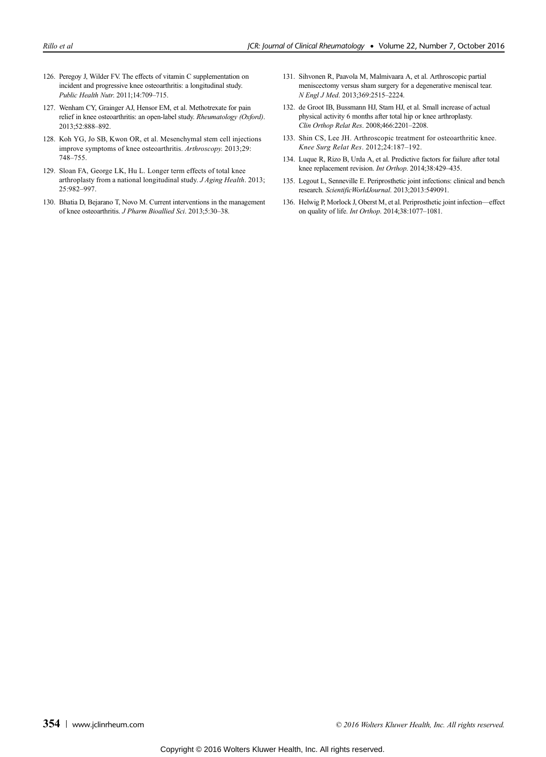126. Peregoy J, Wilder FV. The effects of vitamin C supplementation on incident and progressive knee osteoarthritis: a longitudinal study. *Public Health Nutr*. 2011;14:709–715.

127. Wenham CY, Grainger AJ, Hensor EM, et al. Methotrexate for pain relief in knee osteoarthritis: an open-label study. *Rheumatology (Oxford)*. 2013;52:888–892.

128. Koh YG, Jo SB, Kwon OR, et al. Mesenchymal stem cell injections improve symptoms of knee osteoarthritis. *Arthroscopy*. 2013;29: 748–755.

129. Sloan FA, George LK, Hu L. Longer term effects of total knee arthroplasty from a national longitudinal study. *J Aging Health*. 2013; 25:982–997.

130. Bhatia D, Bejarano T, Novo M. Current interventions in the management of knee osteoarthritis. *J Pharm Bioallied Sci*. 2013;5:30–38.

131. Sihvonen R, Paavola M, Malmivaara A, et al. Arthroscopic partial meniscectomy versus sham surgery for a degenerative meniscal tear. *N Engl J Med*. 2013;369:2515–2224.

132. de Groot IB, Bussmann HJ, Stam HJ, et al. Small increase of actual physical activity 6 months after total hip or knee arthroplasty. *Clin Orthop Relat Res*. 2008;466:2201–2208.

133. Shin CS, Lee JH. Arthroscopic treatment for osteoarthritic knee. *Knee Surg Relat Res*. 2012;24:187–192.

134. Luque R, Rizo B, Urda A, et al. Predictive factors for failure after total knee replacement revision. *Int Orthop*. 2014;38:429–435.

135. Legout L, Senneville E. Periprosthetic joint infections: clinical and bench research. *ScientificWorldJournal*. 2013;2013:549091.

136. Helwig P, Morlock J, Oberst M, et al. Periprosthetic joint infection—effect on quality of life. *Int Orthop*. 2014;38:1077–1081.